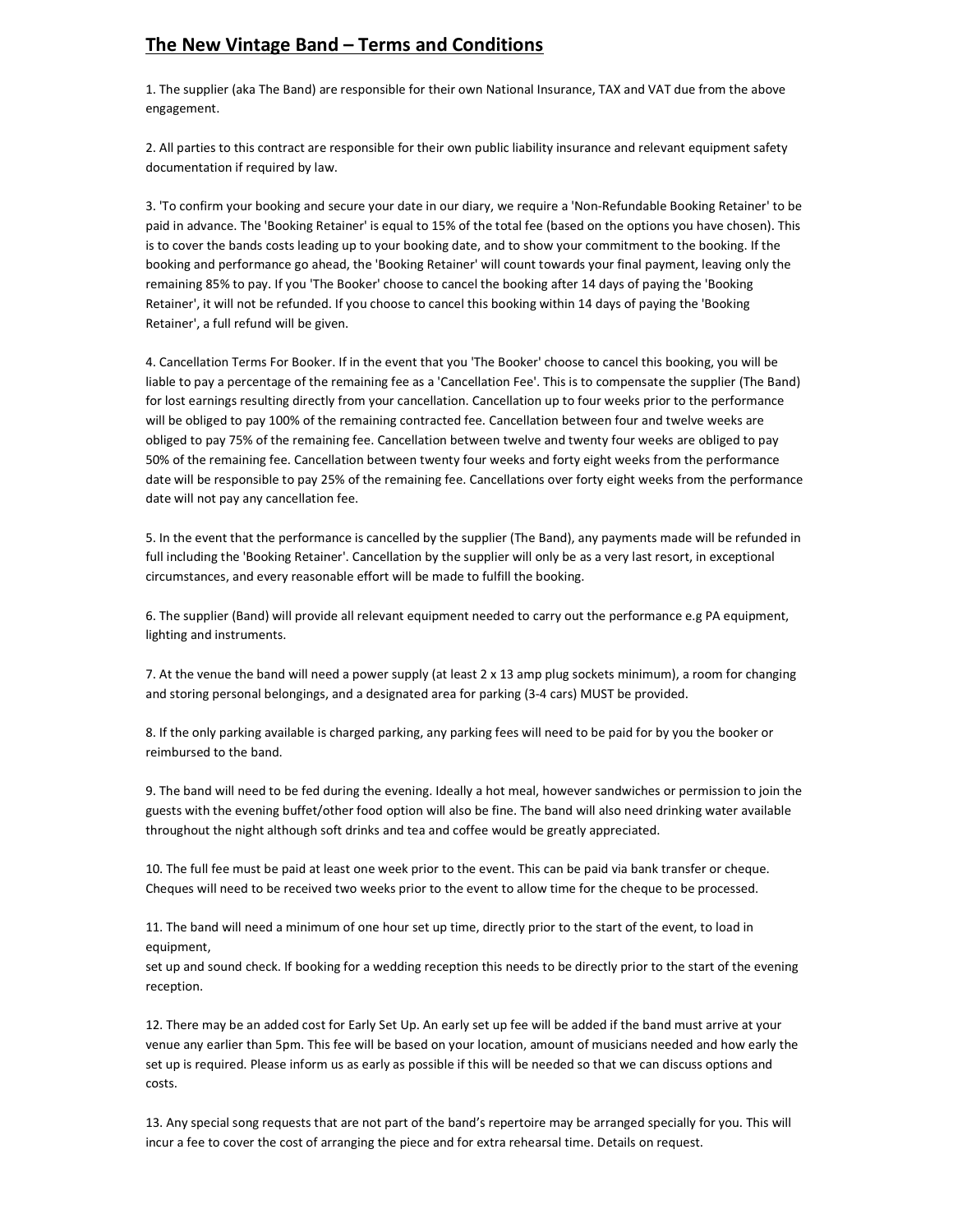# The New Vintage Band – Terms and Conditions

1. The supplier (aka The Band) are responsible for their own National Insurance, TAX and VAT due from the above engagement.

2. All parties to this contract are responsible for their own public liability insurance and relevant equipment safety documentation if required by law.

3. 'To confirm your booking and secure your date in our diary, we require a 'Non-Refundable Booking Retainer' to be paid in advance. The 'Booking Retainer' is equal to 15% of the total fee (based on the options you have chosen). This is to cover the bands costs leading up to your booking date, and to show your commitment to the booking. If the booking and performance go ahead, the 'Booking Retainer' will count towards your final payment, leaving only the remaining 85% to pay. If you 'The Booker' choose to cancel the booking after 14 days of paying the 'Booking Retainer', it will not be refunded. If you choose to cancel this booking within 14 days of paying the 'Booking Retainer', a full refund will be given.

4. Cancellation Terms For Booker. If in the event that you 'The Booker' choose to cancel this booking, you will be liable to pay a percentage of the remaining fee as a 'Cancellation Fee'. This is to compensate the supplier (The Band) for lost earnings resulting directly from your cancellation. Cancellation up to four weeks prior to the performance will be obliged to pay 100% of the remaining contracted fee. Cancellation between four and twelve weeks are obliged to pay 75% of the remaining fee. Cancellation between twelve and twenty four weeks are obliged to pay 50% of the remaining fee. Cancellation between twenty four weeks and forty eight weeks from the performance date will be responsible to pay 25% of the remaining fee. Cancellations over forty eight weeks from the performance date will not pay any cancellation fee.

5. In the event that the performance is cancelled by the supplier (The Band), any payments made will be refunded in full including the 'Booking Retainer'. Cancellation by the supplier will only be as a very last resort, in exceptional circumstances, and every reasonable effort will be made to fulfill the booking.

6. The supplier (Band) will provide all relevant equipment needed to carry out the performance e.g PA equipment, lighting and instruments.

7. At the venue the band will need a power supply (at least 2 x 13 amp plug sockets minimum), a room for changing and storing personal belongings, and a designated area for parking (3-4 cars) MUST be provided.

8. If the only parking available is charged parking, any parking fees will need to be paid for by you the booker or reimbursed to the band.

9. The band will need to be fed during the evening. Ideally a hot meal, however sandwiches or permission to join the guests with the evening buffet/other food option will also be fine. The band will also need drinking water available throughout the night although soft drinks and tea and coffee would be greatly appreciated.

10. The full fee must be paid at least one week prior to the event. This can be paid via bank transfer or cheque. Cheques will need to be received two weeks prior to the event to allow time for the cheque to be processed.

11. The band will need a minimum of one hour set up time, directly prior to the start of the event, to load in equipment,
set up and sound check. If booking for a wedding reception this needs to be directly prior to the start of the evening reception.

12. There may be an added cost for Early Set Up. An early set up fee will be added if the band must arrive at your venue any earlier than 5pm. This fee will be based on your location, amount of musicians needed and how early the set up is required. Please inform us as early as possible if this will be needed so that we can discuss options and costs.

13. Any special song requests that are not part of the band's repertoire may be arranged specially for you. This will incur a fee to cover the cost of arranging the piece and for extra rehearsal time. Details on request.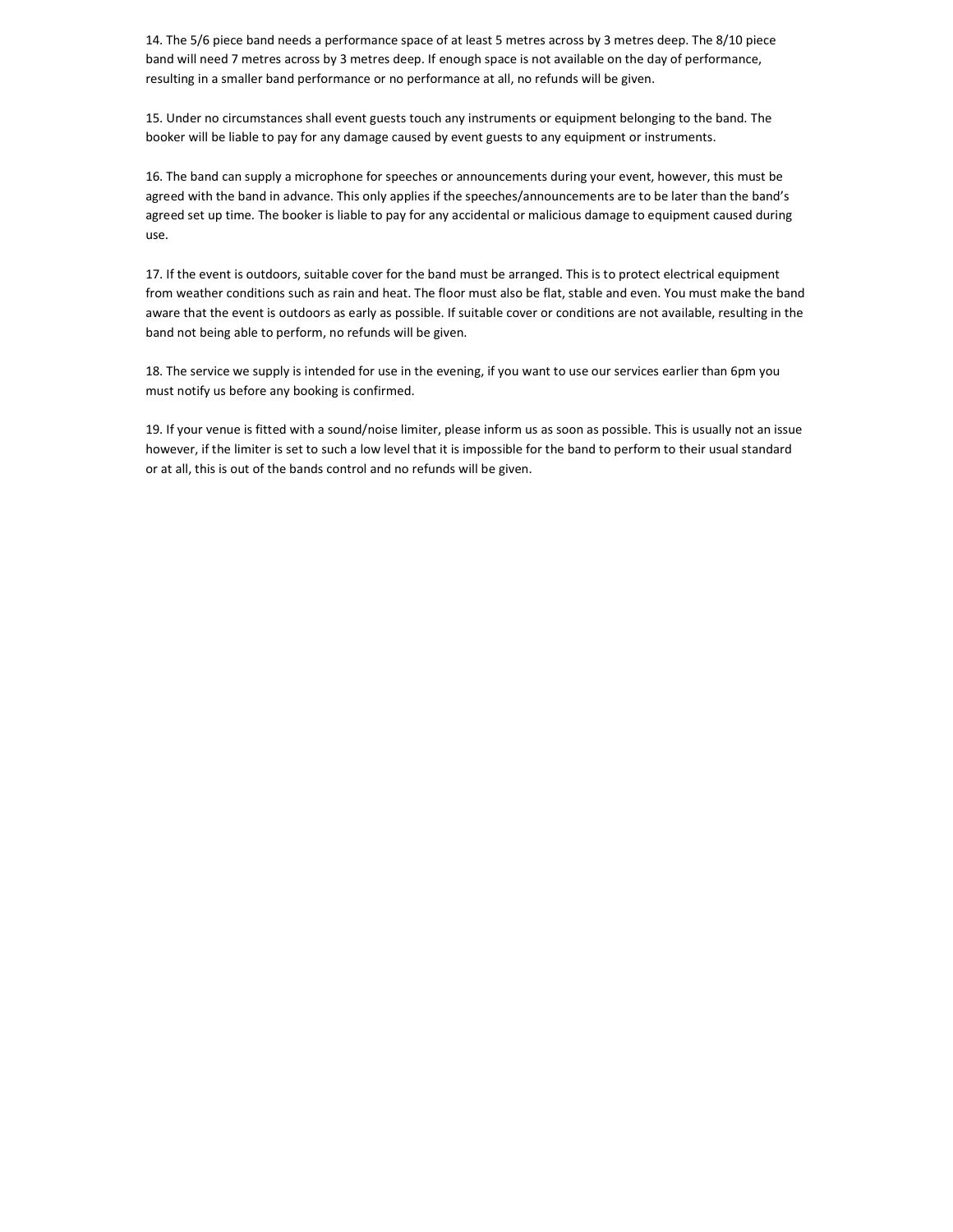14. The 5/6 piece band needs a performance space of at least 5 metres across by 3 metres deep. The 8/10 piece band will need 7 metres across by 3 metres deep. If enough space is not available on the day of performance, resulting in a smaller band performance or no performance at all, no refunds will be given.

15. Under no circumstances shall event guests touch any instruments or equipment belonging to the band. The booker will be liable to pay for any damage caused by event guests to any equipment or instruments.

16. The band can supply a microphone for speeches or announcements during your event, however, this must be agreed with the band in advance. This only applies if the speeches/announcements are to be later than the band's agreed set up time. The booker is liable to pay for any accidental or malicious damage to equipment caused during use.

17. If the event is outdoors, suitable cover for the band must be arranged. This is to protect electrical equipment from weather conditions such as rain and heat. The floor must also be flat, stable and even. You must make the band aware that the event is outdoors as early as possible. If suitable cover or conditions are not available, resulting in the band not being able to perform, no refunds will be given.

18. The service we supply is intended for use in the evening, if you want to use our services earlier than 6pm you must notify us before any booking is confirmed.

19. If your venue is fitted with a sound/noise limiter, please inform us as soon as possible. This is usually not an issue however, if the limiter is set to such a low level that it is impossible for the band to perform to their usual standard or at all, this is out of the bands control and no refunds will be given.